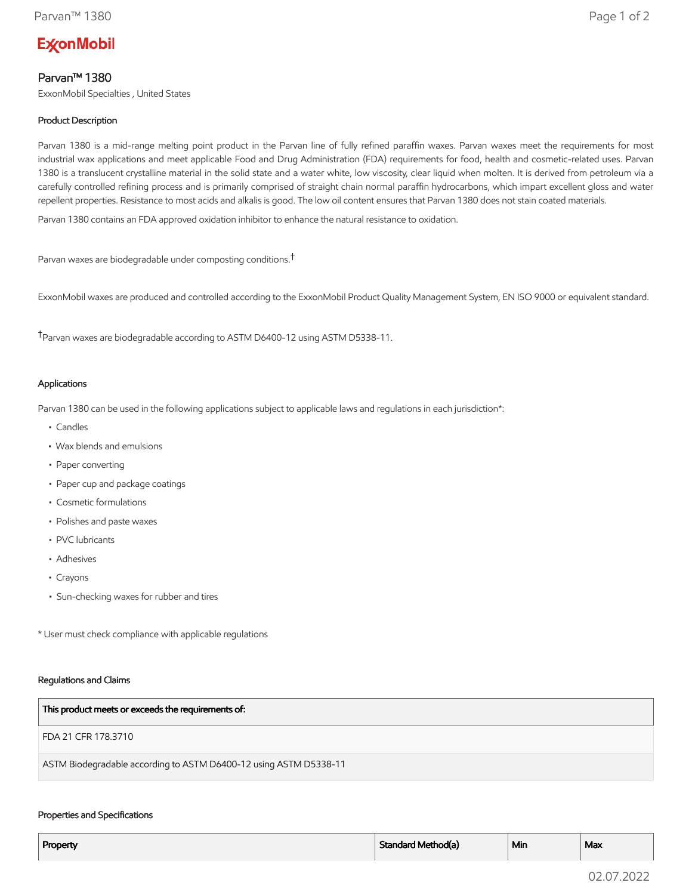ExxonMobil

# Parvan™ 1380

ExxonMobil Specialties , United States

### Product Description

Parvan 1380 is a mid-range melting point product in the Parvan line of fully refined paraffin waxes. Parvan waxes meet the requirements for most industrial wax applications and meet applicable Food and Drug Administration (FDA) requirements for food, health and cosmetic-related uses. Parvan 1380 is a translucent crystalline material in the solid state and a water white, low viscosity, clear liquid when molten. It is derived from petroleum via a carefully controlled refining process and is primarily comprised of straight chain normal paraffin hydrocarbons, which impart excellent gloss and water repellent properties. Resistance to most acids and alkalis is good. The low oil content ensures that Parvan 1380 does not stain coated materials.

Parvan 1380 contains an FDA approved oxidation inhibitor to enhance the natural resistance to oxidation.

Parvan waxes are biodegradable under composting conditions.†

ExxonMobil waxes are produced and controlled according to the ExxonMobil Product Quality Management System, EN ISO 9000 or equivalent standard.

†Parvan waxes are biodegradable according to ASTM D6400-12 using ASTM D5338-11.

### Applications

Parvan 1380 can be used in the following applications subject to applicable laws and regulations in each jurisdiction*:

- Candles
- Wax blends and emulsions
- Paper converting
- Paper cup and package coatings
- Cosmetic formulations
- Polishes and paste waxes
- PVC lubricants
- Adhesives
- Crayons
- Sun-checking waxes for rubber and tires

* User must check compliance with applicable regulations

### Regulations and Claims

| This product meets or exceeds the requirements of: |
|---|
| FDA 21 CFR 178.3710 |
| ASTM Biodegradable according to ASTM D6400-12 using ASTM D5338-11 |

### Properties and Specifications

| Property | Standard Method(a) | Min | Max |
|---|---|---|---|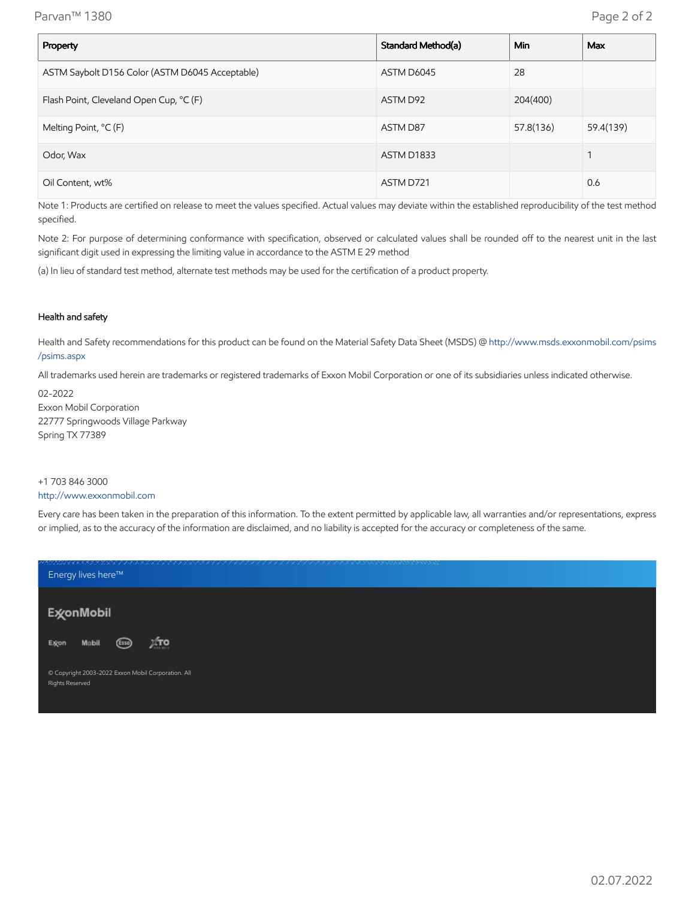| Property | Standard Method(a) | Min | Max |
|---|---|---|---|
| ASTM Saybolt D156 Color (ASTM D6045 Acceptable) | ASTM D6045 | 28 | |
| Flash Point, Cleveland Open Cup, °C (F) | ASTM D92 | 204(400) | |
| Melting Point, °C (F) | ASTM D87 | 57.8(136) | 59.4(139) |
| Odor, Wax | ASTM D1833 | | 1 |
| Oil Content, wt% | ASTM D721 | | 0.6 |

Note 1: Products are certified on release to meet the values specified. Actual values may deviate within the established reproducibility of the test method specified.

Note 2: For purpose of determining conformance with specification, observed or calculated values shall be rounded off to the nearest unit in the last significant digit used in expressing the limiting value in accordance to the ASTM E 29 method

(a) In lieu of standard test method, alternate test methods may be used for the certification of a product property.

### Health and safety

Health and Safety recommendations for this product can be found on the Material Safety Data Sheet (MSDS) @ http://www.msds.exxonmobil.com/psims/psims.aspx

All trademarks used herein are trademarks or registered trademarks of Exxon Mobil Corporation or one of its subsidiaries unless indicated otherwise.

02-2022
Exxon Mobil Corporation
22777 Springwoods Village Parkway
Spring TX 77389

+1 703 846 3000
http://www.exxonmobil.com

Every care has been taken in the preparation of this information. To the extent permitted by applicable law, all warranties and/or representations, express or implied, as to the accuracy of the information are disclaimed, and no liability is accepted for the accuracy or completeness of the same.

Energy lives here™

ExxonMobil

Exxon Mobil Esso XTO

© Copyright 2003-2022 Exxon Mobil Corporation. All Rights Reserved